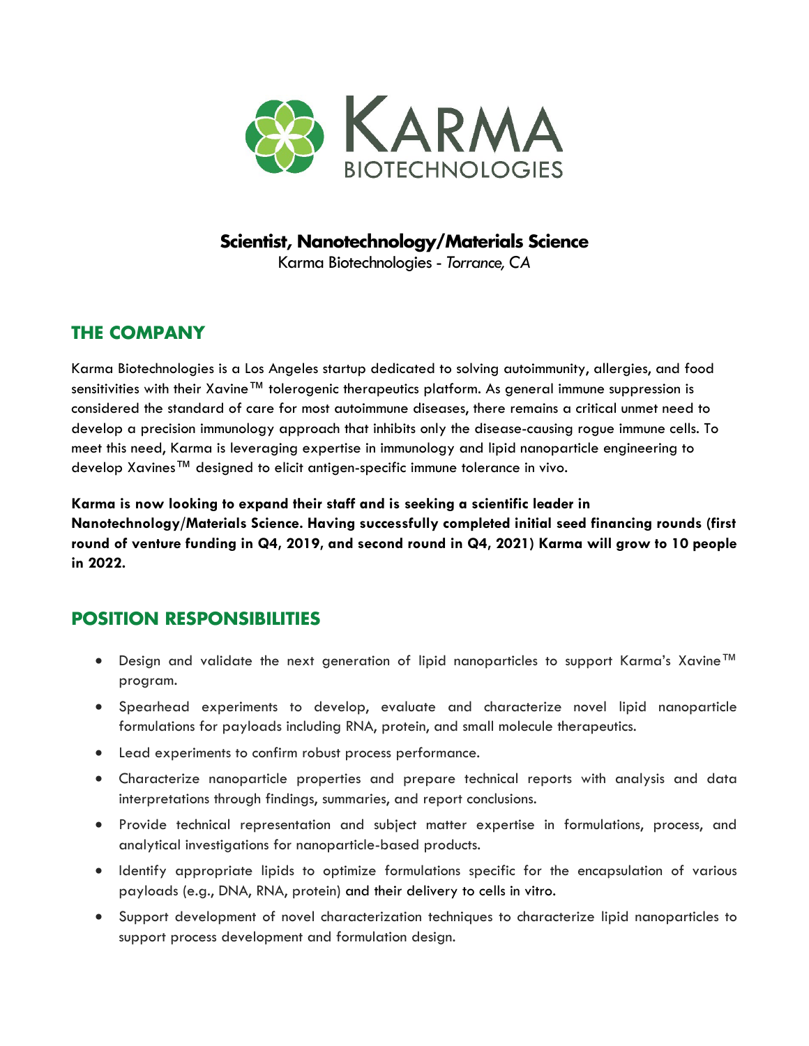# Scientist, Nanotechnology/Materials Science

Karma Biotechnologies - *Torrance, CA*

## THE COMPANY

Karma Biotechnologies is a Los Angeles startup dedicated to solving autoimmunity, allergies, and food sensitivities with their Xavine™ tolerogenic therapeutics platform. As general immune suppression is considered the standard of care for most autoimmune diseases, there remains a critical unmet need to develop a precision immunology approach that inhibits only the disease-causing rogue immune cells. To meet this need, Karma is leveraging expertise in immunology and lipid nanoparticle engineering to develop Xavines™ designed to elicit antigen-specific immune tolerance in vivo.

**Karma is now looking to expand their staff and is seeking a scientific leader in Nanotechnology/Materials Science. Having successfully completed initial seed financing rounds (first round of venture funding in Q4, 2019, and second round in Q4, 2021) Karma will grow to 10 people in 2022.**

## POSITION RESPONSIBILITIES

- Design and validate the next generation of lipid nanoparticles to support Karma's Xavine™ program.
- Spearhead experiments to develop, evaluate and characterize novel lipid nanoparticle formulations for payloads including RNA, protein, and small molecule therapeutics.
- Lead experiments to confirm robust process performance.
- Characterize nanoparticle properties and prepare technical reports with analysis and data interpretations through findings, summaries, and report conclusions.
- Provide technical representation and subject matter expertise in formulations, process, and analytical investigations for nanoparticle-based products.
- Identify appropriate lipids to optimize formulations specific for the encapsulation of various payloads (e.g., DNA, RNA, protein) and their delivery to cells in vitro.
- Support development of novel characterization techniques to characterize lipid nanoparticles to support process development and formulation design.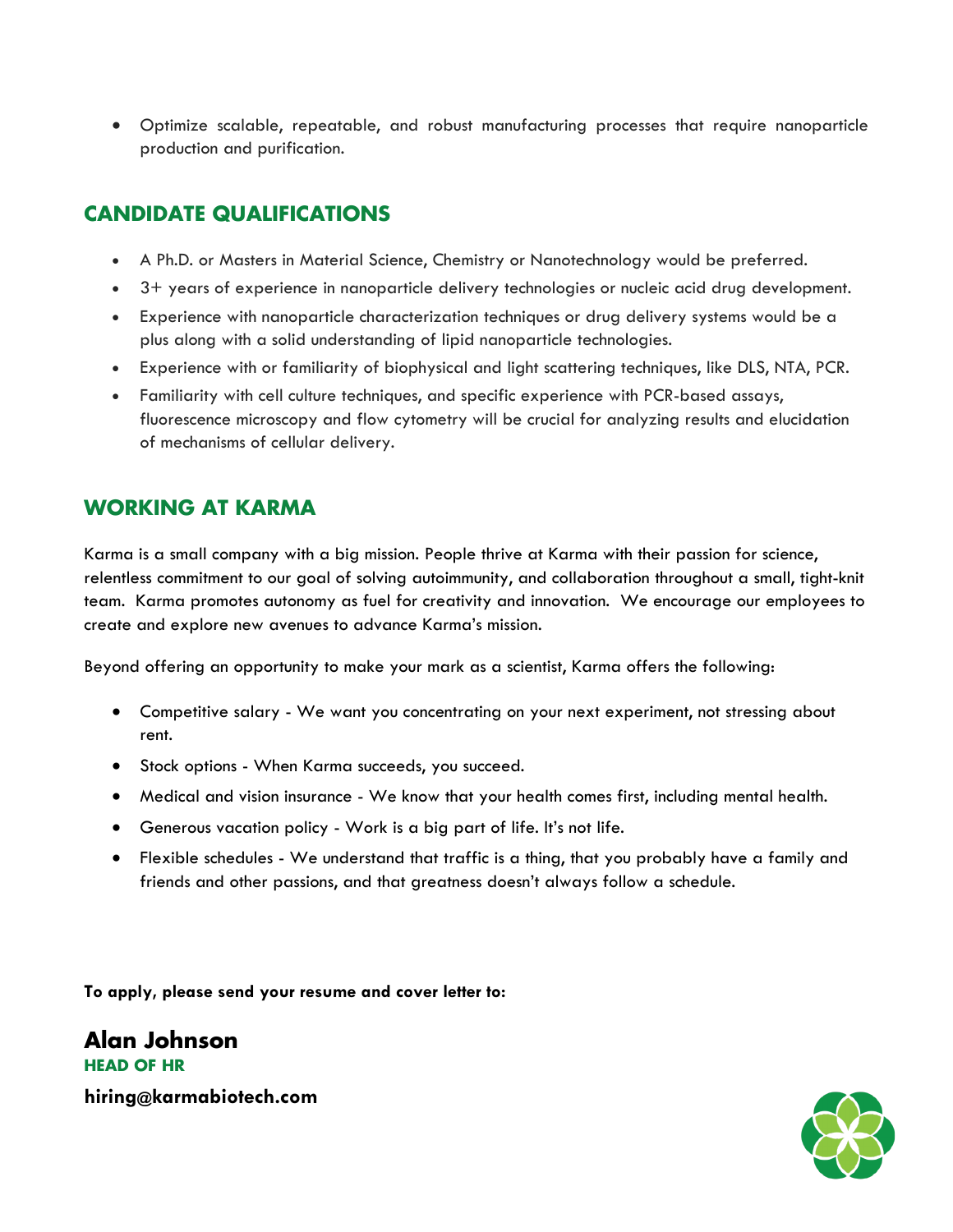- Optimize scalable, repeatable, and robust manufacturing processes that require nanoparticle production and purification.

## CANDIDATE QUALIFICATIONS

- A Ph.D. or Masters in Material Science, Chemistry or Nanotechnology would be preferred.
- 3+ years of experience in nanoparticle delivery technologies or nucleic acid drug development.
- Experience with nanoparticle characterization techniques or drug delivery systems would be a plus along with a solid understanding of lipid nanoparticle technologies.
- Experience with or familiarity of biophysical and light scattering techniques, like DLS, NTA, PCR.
- Familiarity with cell culture techniques, and specific experience with PCR-based assays, fluorescence microscopy and flow cytometry will be crucial for analyzing results and elucidation of mechanisms of cellular delivery.

## WORKING AT KARMA

Karma is a small company with a big mission. People thrive at Karma with their passion for science, relentless commitment to our goal of solving autoimmunity, and collaboration throughout a small, tight-knit team. Karma promotes autonomy as fuel for creativity and innovation. We encourage our employees to create and explore new avenues to advance Karma's mission.

Beyond offering an opportunity to make your mark as a scientist, Karma offers the following:

- Competitive salary - We want you concentrating on your next experiment, not stressing about rent.
- Stock options - When Karma succeeds, you succeed.
- Medical and vision insurance - We know that your health comes first, including mental health.
- Generous vacation policy - Work is a big part of life. It's not life.
- Flexible schedules - We understand that traffic is a thing, that you probably have a family and friends and other passions, and that greatness doesn't always follow a schedule.

**To apply, please send your resume and cover letter to:**

**Alan Johnson**
**HEAD OF HR**
**hiring@karmabiotech.com**